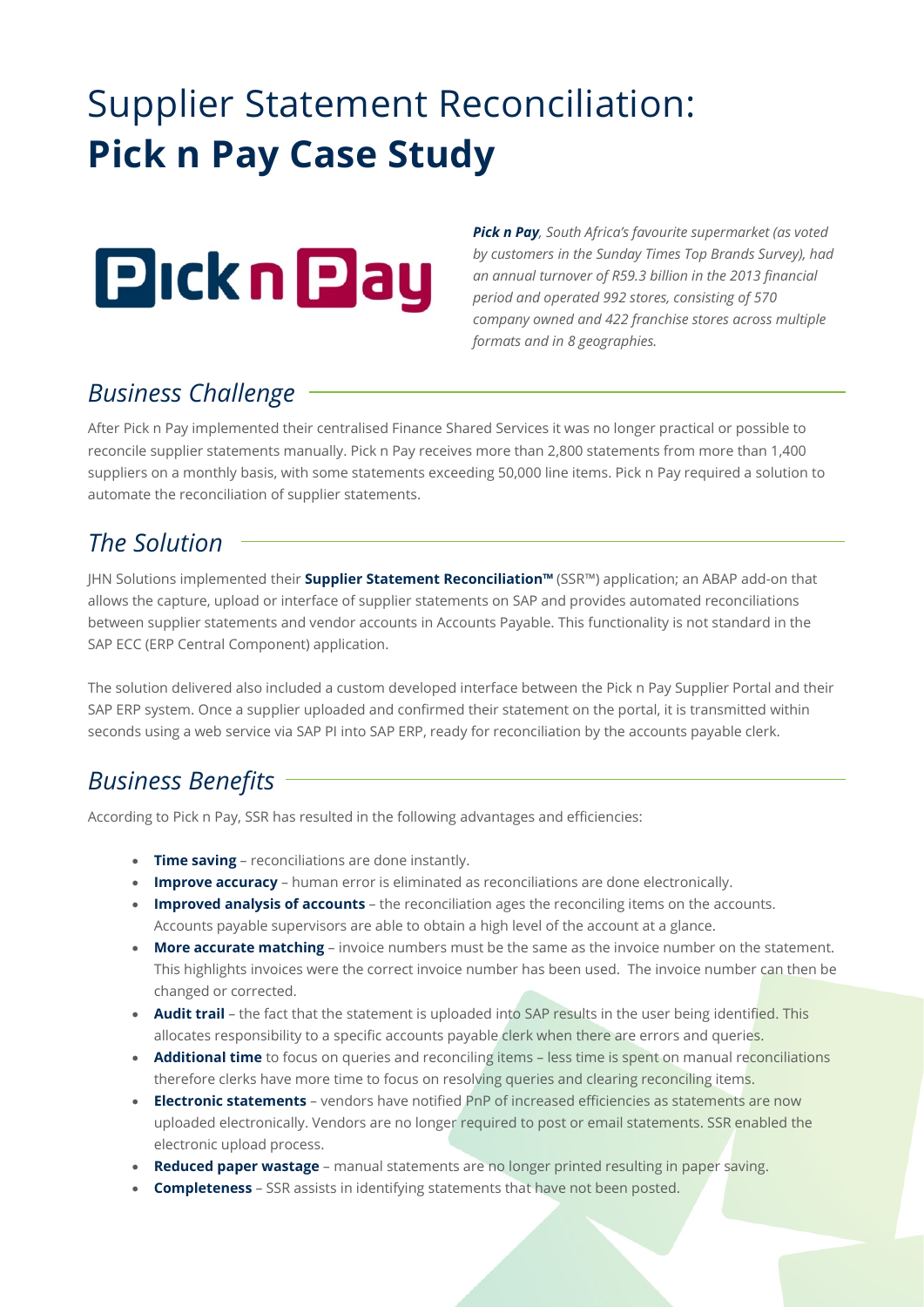# Supplier Statement Reconciliation: **Pick n Pay Case Study**

***Pick n Pay**, South Africa's favourite supermarket (as voted by customers in the Sunday Times Top Brands Survey), had an annual turnover of R59.3 billion in the 2013 financial period and operated 992 stores, consisting of 570 company owned and 422 franchise stores across multiple formats and in 8 geographies.*

## *Business Challenge*

After Pick n Pay implemented their centralised Finance Shared Services it was no longer practical or possible to reconcile supplier statements manually. Pick n Pay receives more than 2,800 statements from more than 1,400 suppliers on a monthly basis, with some statements exceeding 50,000 line items. Pick n Pay required a solution to automate the reconciliation of supplier statements.

## *The Solution*

JHN Solutions implemented their **Supplier Statement Reconciliation™** (SSR™) application; an ABAP add-on that allows the capture, upload or interface of supplier statements on SAP and provides automated reconciliations between supplier statements and vendor accounts in Accounts Payable. This functionality is not standard in the SAP ECC (ERP Central Component) application.

The solution delivered also included a custom developed interface between the Pick n Pay Supplier Portal and their SAP ERP system. Once a supplier uploaded and confirmed their statement on the portal, it is transmitted within seconds using a web service via SAP PI into SAP ERP, ready for reconciliation by the accounts payable clerk.

## *Business Benefits*

According to Pick n Pay, SSR has resulted in the following advantages and efficiencies:

- **Time saving** – reconciliations are done instantly.
- **Improve accuracy** – human error is eliminated as reconciliations are done electronically.
- **Improved analysis of accounts** – the reconciliation ages the reconciling items on the accounts. Accounts payable supervisors are able to obtain a high level of the account at a glance.
- **More accurate matching** – invoice numbers must be the same as the invoice number on the statement. This highlights invoices were the correct invoice number has been used. The invoice number can then be changed or corrected.
- **Audit trail** – the fact that the statement is uploaded into SAP results in the user being identified. This allocates responsibility to a specific accounts payable clerk when there are errors and queries.
- **Additional time** to focus on queries and reconciling items – less time is spent on manual reconciliations therefore clerks have more time to focus on resolving queries and clearing reconciling items.
- **Electronic statements** – vendors have notified PnP of increased efficiencies as statements are now uploaded electronically. Vendors are no longer required to post or email statements. SSR enabled the electronic upload process.
- **Reduced paper wastage** – manual statements are no longer printed resulting in paper saving.
- **Completeness** – SSR assists in identifying statements that have not been posted.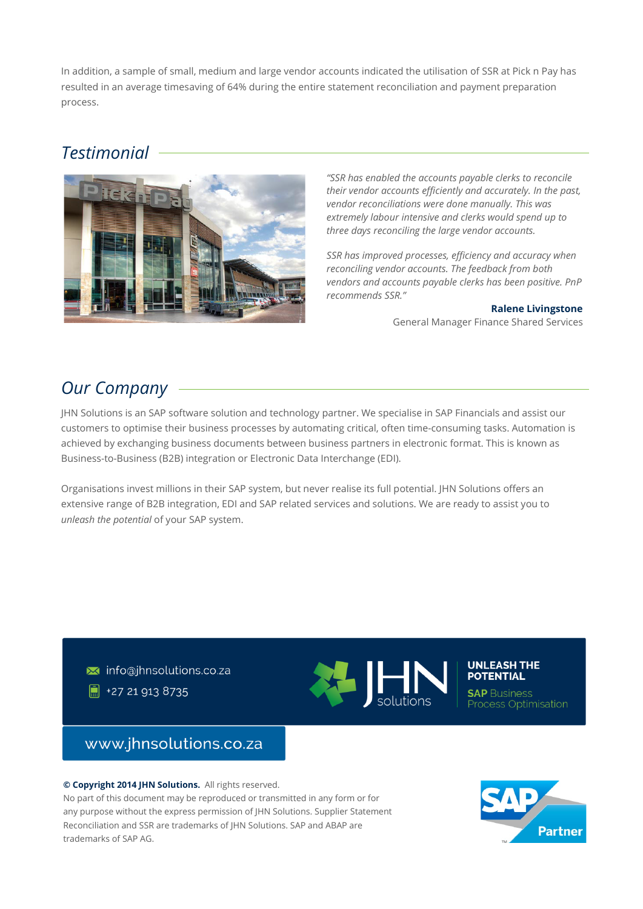In addition, a sample of small, medium and large vendor accounts indicated the utilisation of SSR at Pick n Pay has resulted in an average timesaving of 64% during the entire statement reconciliation and payment preparation process.

## *Testimonial*

*"SSR has enabled the accounts payable clerks to reconcile their vendor accounts efficiently and accurately. In the past, vendor reconciliations were done manually. This was extremely labour intensive and clerks would spend up to three days reconciling the large vendor accounts.*

*SSR has improved processes, efficiency and accuracy when reconciling vendor accounts. The feedback from both vendors and accounts payable clerks has been positive. PnP recommends SSR."*

**Ralene Livingstone**
General Manager Finance Shared Services

## *Our Company*

JHN Solutions is an SAP software solution and technology partner. We specialise in SAP Financials and assist our customers to optimise their business processes by automating critical, often time-consuming tasks. Automation is achieved by exchanging business documents between business partners in electronic format. This is known as Business-to-Business (B2B) integration or Electronic Data Interchange (EDI).

Organisations invest millions in their SAP system, but never realise its full potential. JHN Solutions offers an extensive range of B2B integration, EDI and SAP related services and solutions. We are ready to assist you to *unleash the potential* of your SAP system.

info@jhnsolutions.co.za
+27 21 913 8735

JHN solutions

**UNLEASH THE POTENTIAL**
**SAP** Business Process Optimisation

www.jhnsolutions.co.za

**© Copyright 2014 JHN Solutions.** All rights reserved.
No part of this document may be reproduced or transmitted in any form or for any purpose without the express permission of JHN Solutions. Supplier Statement Reconciliation and SSR are trademarks of JHN Solutions. SAP and ABAP are trademarks of SAP AG.

SAP Partner